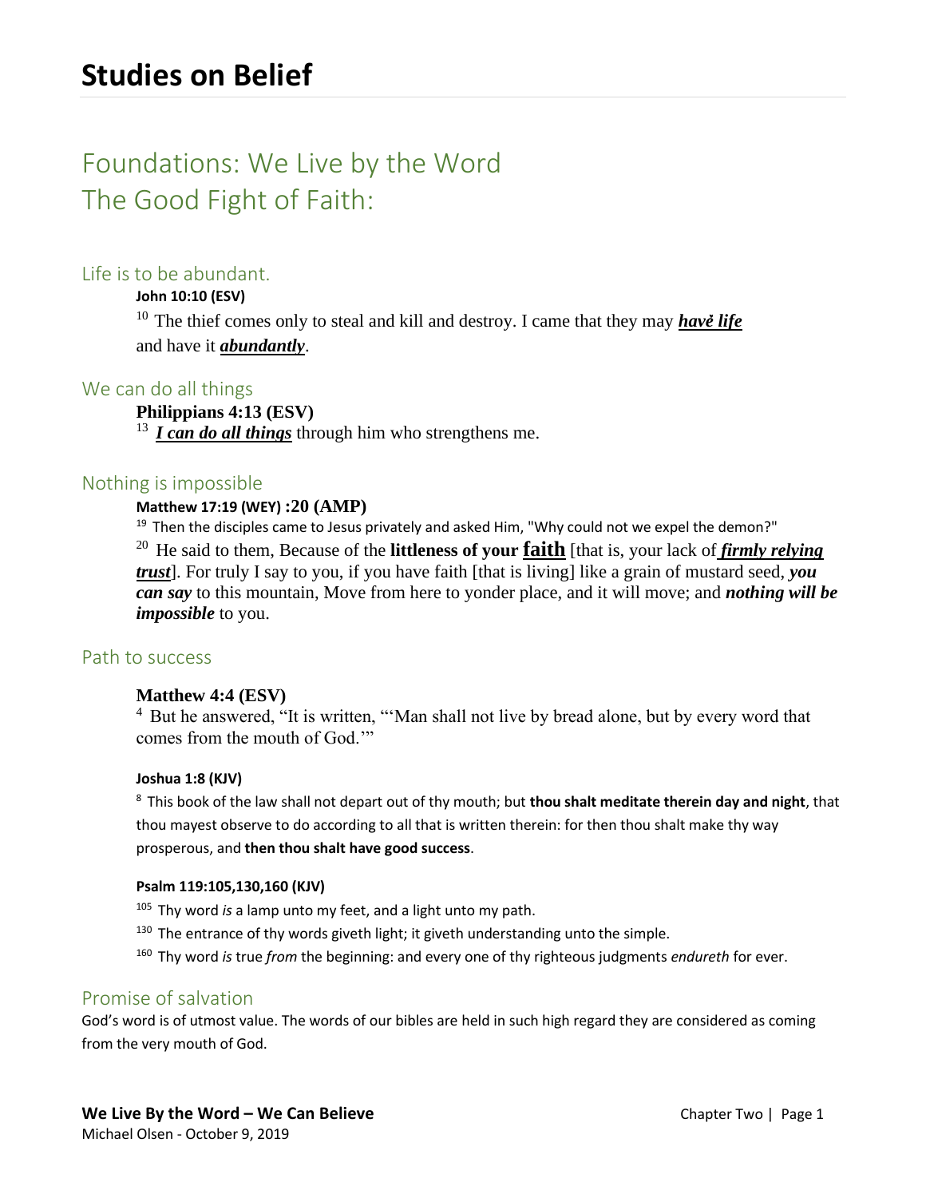# Studies on Belief

## Foundations: We Live by the Word
## The Good Fight of Faith:

### Life is to be abundant.

**John 10:10 (ESV)**

[10] The thief comes only to steal and kill and destroy. I came that they may ***havė life*** and have it ***abundantly***.

### We can do all things

**Philippians 4:13 (ESV)**

[13] ***I can do all things*** through him who strengthens me.

### Nothing is impossible

**Matthew 17:19 (WEY) :20 (AMP)**

[19] Then the disciples came to Jesus privately and asked Him, "Why could not we expel the demon?"

[20] He said to them, Because of the **littleness of your faith** [that is, your lack of ***firmly relying trust***]. For truly I say to you, if you have faith [that is living] like a grain of mustard seed, ***you can say*** to this mountain, Move from here to yonder place, and it will move; and ***nothing will be impossible*** to you.

### Path to success

**Matthew 4:4 (ESV)**

[4] But he answered, "It is written, "'Man shall not live by bread alone, but by every word that comes from the mouth of God.'"

**Joshua 1:8 (KJV)**

[8] This book of the law shall not depart out of thy mouth; but **thou shalt meditate therein day and night**, that thou mayest observe to do according to all that is written therein: for then thou shalt make thy way prosperous, and **then thou shalt have good success**.

**Psalm 119:105,130,160 (KJV)**

[105] Thy word *is* a lamp unto my feet, and a light unto my path.

[130] The entrance of thy words giveth light; it giveth understanding unto the simple.

[160] Thy word *is* true *from* the beginning: and every one of thy righteous judgments *endureth* for ever.

### Promise of salvation

God's word is of utmost value. The words of our bibles are held in such high regard they are considered as coming from the very mouth of God.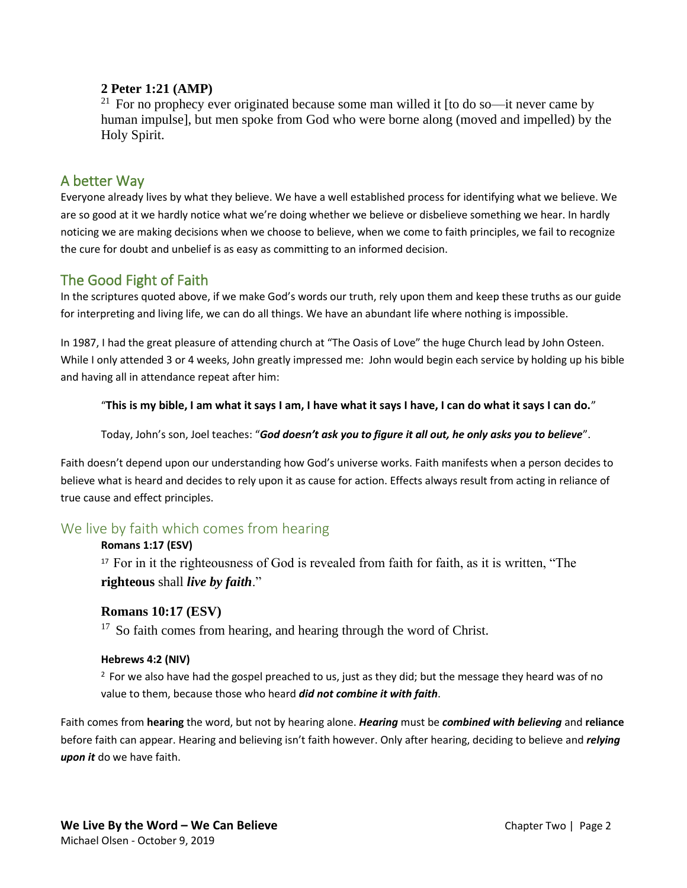**2 Peter 1:21 (AMP)**

[21] For no prophecy ever originated because some man willed it [to do so—it never came by human impulse], but men spoke from God who were borne along (moved and impelled) by the Holy Spirit.

## A better Way

Everyone already lives by what they believe. We have a well established process for identifying what we believe. We are so good at it we hardly notice what we're doing whether we believe or disbelieve something we hear. In hardly noticing we are making decisions when we choose to believe, when we come to faith principles, we fail to recognize the cure for doubt and unbelief is as easy as committing to an informed decision.

## The Good Fight of Faith

In the scriptures quoted above, if we make God's words our truth, rely upon them and keep these truths as our guide for interpreting and living life, we can do all things. We have an abundant life where nothing is impossible.

In 1987, I had the great pleasure of attending church at "The Oasis of Love" the huge Church lead by John Osteen. While I only attended 3 or 4 weeks, John greatly impressed me: John would begin each service by holding up his bible and having all in attendance repeat after him:

> "**This is my bible, I am what it says I am, I have what it says I have, I can do what it says I can do.**"
>
> Today, John's son, Joel teaches: "***God doesn't ask you to figure it all out, he only asks you to believe***".

Faith doesn't depend upon our understanding how God's universe works. Faith manifests when a person decides to believe what is heard and decides to rely upon it as cause for action. Effects always result from acting in reliance of true cause and effect principles.

### We live by faith which comes from hearing

**Romans 1:17 (ESV)**

[17] For in it the righteousness of God is revealed from faith for faith, as it is written, "The **righteous** shall ***live by faith***."

**Romans 10:17 (ESV)**

[17] So faith comes from hearing, and hearing through the word of Christ.

**Hebrews 4:2 (NIV)**

[2] For we also have had the gospel preached to us, just as they did; but the message they heard was of no value to them, because those who heard ***did not combine it with faith***.

Faith comes from **hearing** the word, but not by hearing alone. ***Hearing*** must be ***combined with believing*** and **reliance** before faith can appear. Hearing and believing isn't faith however. Only after hearing, deciding to believe and ***relying upon it*** do we have faith.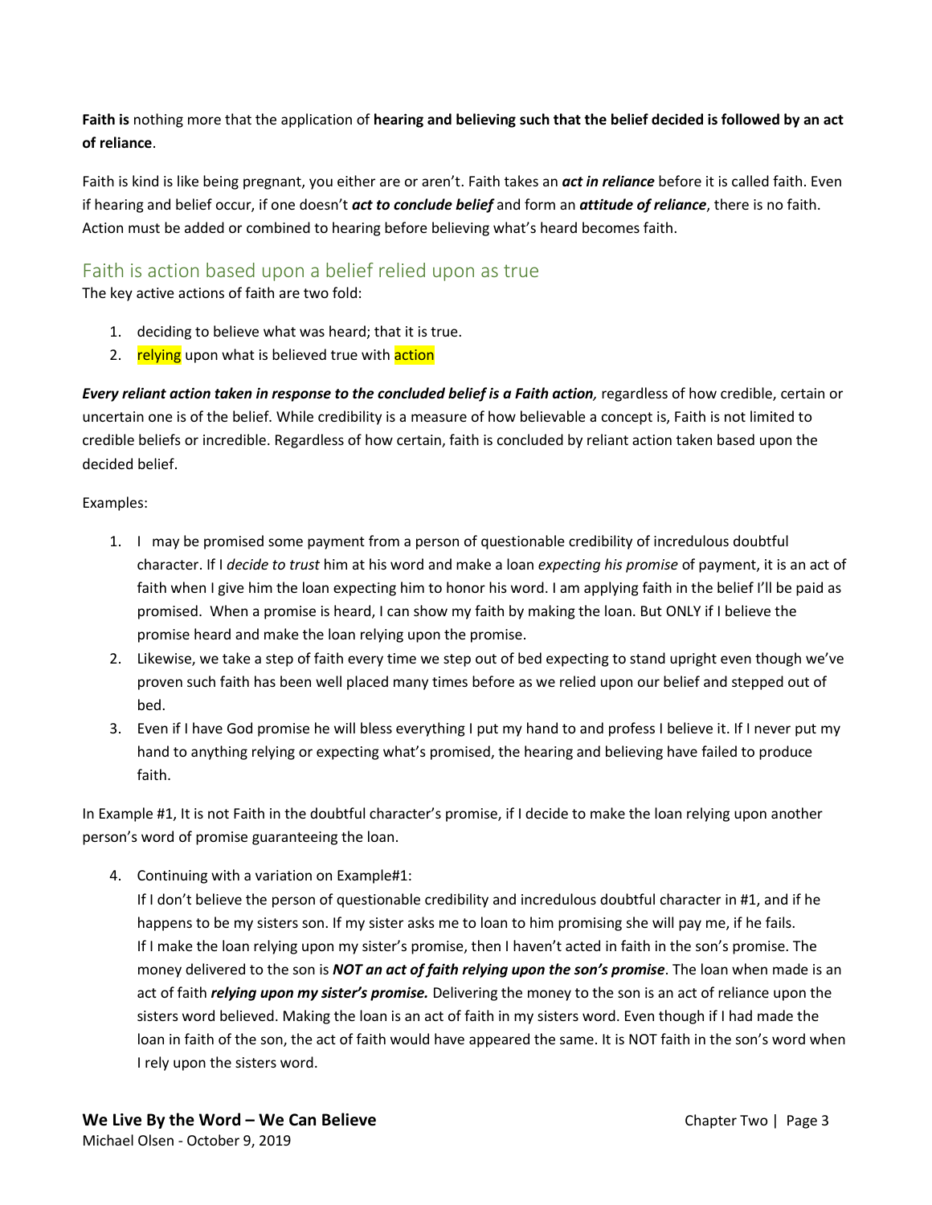**Faith is** nothing more that the application of **hearing and believing such that the belief decided is followed by an act of reliance**.

Faith is kind is like being pregnant, you either are or aren't. Faith takes an ***act in reliance*** before it is called faith. Even if hearing and belief occur, if one doesn't ***act to conclude belief*** and form an ***attitude of reliance***, there is no faith. Action must be added or combined to hearing before believing what's heard becomes faith.

## Faith is action based upon a belief relied upon as true

The key active actions of faith are two fold:

1. deciding to believe what was heard; that it is true.
2. relying upon what is believed true with action

***Every reliant action taken in response to the concluded belief is a Faith action,*** regardless of how credible, certain or uncertain one is of the belief. While credibility is a measure of how believable a concept is, Faith is not limited to credible beliefs or incredible. Regardless of how certain, faith is concluded by reliant action taken based upon the decided belief.

Examples:

1. I may be promised some payment from a person of questionable credibility of incredulous doubtful character. If I *decide to trust* him at his word and make a loan *expecting his promise* of payment, it is an act of faith when I give him the loan expecting him to honor his word. I am applying faith in the belief I'll be paid as promised. When a promise is heard, I can show my faith by making the loan. But ONLY if I believe the promise heard and make the loan relying upon the promise.
2. Likewise, we take a step of faith every time we step out of bed expecting to stand upright even though we've proven such faith has been well placed many times before as we relied upon our belief and stepped out of bed.
3. Even if I have God promise he will bless everything I put my hand to and profess I believe it. If I never put my hand to anything relying or expecting what's promised, the hearing and believing have failed to produce faith.

In Example #1, It is not Faith in the doubtful character's promise, if I decide to make the loan relying upon another person's word of promise guaranteeing the loan.

4. Continuing with a variation on Example#1:
   If I don't believe the person of questionable credibility and incredulous doubtful character in #1, and if he happens to be my sisters son. If my sister asks me to loan to him promising she will pay me, if he fails. If I make the loan relying upon my sister's promise, then I haven't acted in faith in the son's promise. The money delivered to the son is ***NOT an act of faith relying upon the son's promise***. The loan when made is an act of faith ***relying upon my sister's promise.*** Delivering the money to the son is an act of reliance upon the sisters word believed. Making the loan is an act of faith in my sisters word. Even though if I had made the loan in faith of the son, the act of faith would have appeared the same. It is NOT faith in the son's word when I rely upon the sisters word.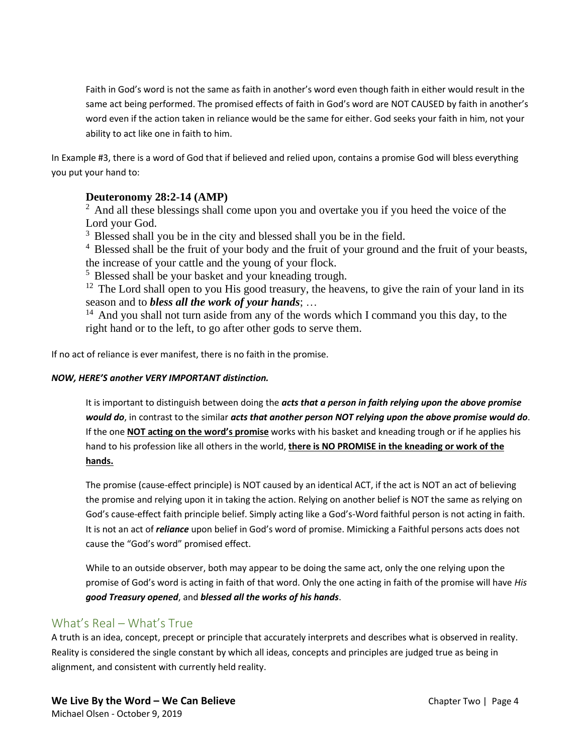> Faith in God's word is not the same as faith in another's word even though faith in either would result in the same act being performed. The promised effects of faith in God's word are NOT CAUSED by faith in another's word even if the action taken in reliance would be the same for either. God seeks your faith in him, not your ability to act like one in faith to him.

In Example #3, there is a word of God that if believed and relied upon, contains a promise God will bless everything you put your hand to:

> **Deuteronomy 28:2-14 (AMP)**
>
> [2] And all these blessings shall come upon you and overtake you if you heed the voice of the Lord your God.
>
> [3] Blessed shall you be in the city and blessed shall you be in the field.
>
> [4] Blessed shall be the fruit of your body and the fruit of your ground and the fruit of your beasts, the increase of your cattle and the young of your flock.
>
> [5] Blessed shall be your basket and your kneading trough.
>
> [12] The Lord shall open to you His good treasury, the heavens, to give the rain of your land in its season and to ***bless all the work of your hands***; …
>
> [14] And you shall not turn aside from any of the words which I command you this day, to the right hand or to the left, to go after other gods to serve them.

If no act of reliance is ever manifest, there is no faith in the promise.

***NOW, HERE'S another VERY IMPORTANT distinction.***

> It is important to distinguish between doing the ***acts that a person in faith relying upon the above promise would do***, in contrast to the similar ***acts that another person NOT relying upon the above promise would do***. If the one **<u>NOT acting on the word's promise</u>** works with his basket and kneading trough or if he applies his hand to his profession like all others in the world, **<u>there is NO PROMISE in the kneading or work of the hands.</u>**
>
> The promise (cause-effect principle) is NOT caused by an identical ACT, if the act is NOT an act of believing the promise and relying upon it in taking the action. Relying on another belief is NOT the same as relying on God's cause-effect faith principle belief. Simply acting like a God's-Word faithful person is not acting in faith. It is not an act of ***reliance*** upon belief in God's word of promise. Mimicking a Faithful persons acts does not cause the "God's word" promised effect.
>
> While to an outside observer, both may appear to be doing the same act, only the one relying upon the promise of God's word is acting in faith of that word. Only the one acting in faith of the promise will have *His **good Treasury opened***, and ***blessed all the works of his hands***.

## What's Real – What's True

A truth is an idea, concept, precept or principle that accurately interprets and describes what is observed in reality. Reality is considered the single constant by which all ideas, concepts and principles are judged true as being in alignment, and consistent with currently held reality.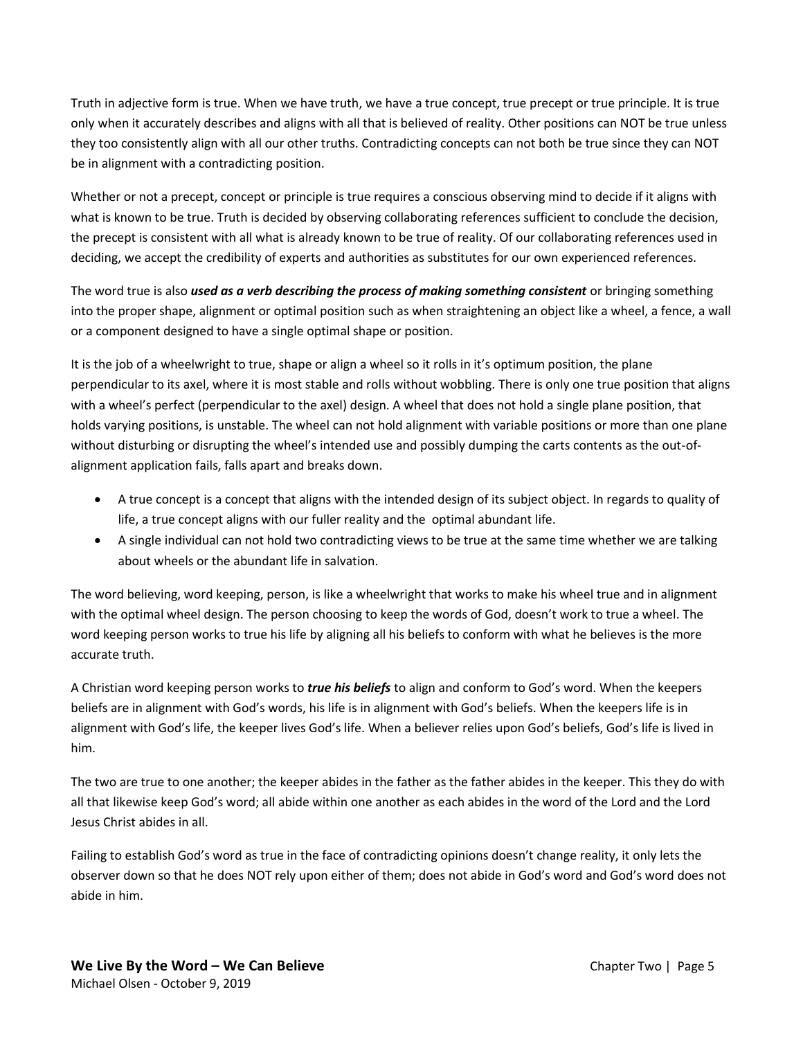Truth in adjective form is true. When we have truth, we have a true concept, true precept or true principle. It is true only when it accurately describes and aligns with all that is believed of reality. Other positions can NOT be true unless they too consistently align with all our other truths. Contradicting concepts can not both be true since they can NOT be in alignment with a contradicting position.

Whether or not a precept, concept or principle is true requires a conscious observing mind to decide if it aligns with what is known to be true. Truth is decided by observing collaborating references sufficient to conclude the decision, the precept is consistent with all what is already known to be true of reality. Of our collaborating references used in deciding, we accept the credibility of experts and authorities as substitutes for our own experienced references.

The word true is also ***used as a verb describing the process of making something consistent*** or bringing something into the proper shape, alignment or optimal position such as when straightening an object like a wheel, a fence, a wall or a component designed to have a single optimal shape or position.

It is the job of a wheelwright to true, shape or align a wheel so it rolls in it's optimum position, the plane perpendicular to its axel, where it is most stable and rolls without wobbling. There is only one true position that aligns with a wheel's perfect (perpendicular to the axel) design. A wheel that does not hold a single plane position, that holds varying positions, is unstable. The wheel can not hold alignment with variable positions or more than one plane without disturbing or disrupting the wheel's intended use and possibly dumping the carts contents as the out-of-alignment application fails, falls apart and breaks down.

- A true concept is a concept that aligns with the intended design of its subject object. In regards to quality of life, a true concept aligns with our fuller reality and the optimal abundant life.
- A single individual can not hold two contradicting views to be true at the same time whether we are talking about wheels or the abundant life in salvation.

The word believing, word keeping, person, is like a wheelwright that works to make his wheel true and in alignment with the optimal wheel design. The person choosing to keep the words of God, doesn't work to true a wheel. The word keeping person works to true his life by aligning all his beliefs to conform with what he believes is the more accurate truth.

A Christian word keeping person works to ***true his beliefs*** to align and conform to God's word. When the keepers beliefs are in alignment with God's words, his life is in alignment with God's beliefs. When the keepers life is in alignment with God's life, the keeper lives God's life. When a believer relies upon God's beliefs, God's life is lived in him.

The two are true to one another; the keeper abides in the father as the father abides in the keeper. This they do with all that likewise keep God's word; all abide within one another as each abides in the word of the Lord and the Lord Jesus Christ abides in all.

Failing to establish God's word as true in the face of contradicting opinions doesn't change reality, it only lets the observer down so that he does NOT rely upon either of them; does not abide in God's word and God's word does not abide in him.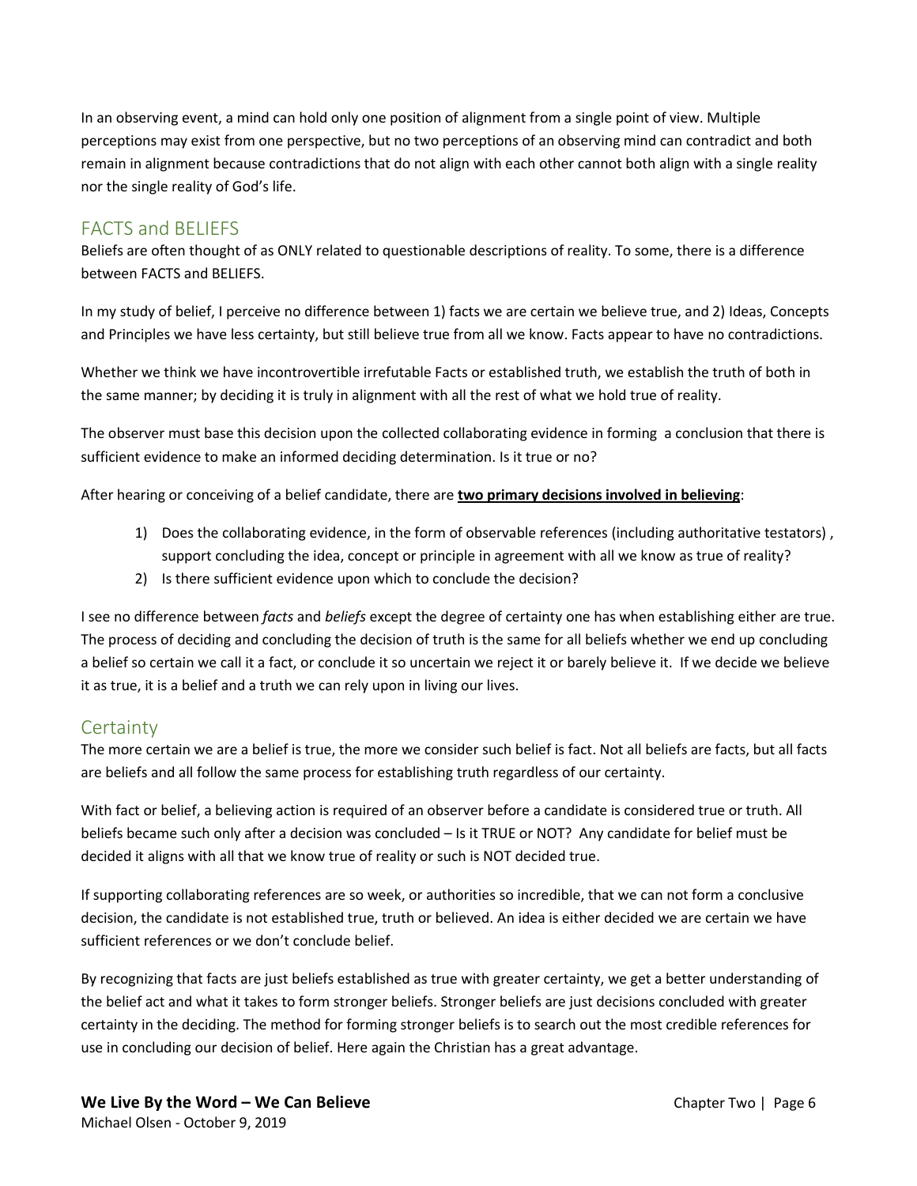In an observing event, a mind can hold only one position of alignment from a single point of view. Multiple perceptions may exist from one perspective, but no two perceptions of an observing mind can contradict and both remain in alignment because contradictions that do not align with each other cannot both align with a single reality nor the single reality of God's life.

## FACTS and BELIEFS

Beliefs are often thought of as ONLY related to questionable descriptions of reality. To some, there is a difference between FACTS and BELIEFS.

In my study of belief, I perceive no difference between 1) facts we are certain we believe true, and 2) Ideas, Concepts and Principles we have less certainty, but still believe true from all we know. Facts appear to have no contradictions.

Whether we think we have incontrovertible irrefutable Facts or established truth, we establish the truth of both in the same manner; by deciding it is truly in alignment with all the rest of what we hold true of reality.

The observer must base this decision upon the collected collaborating evidence in forming a conclusion that there is sufficient evidence to make an informed deciding determination. Is it true or no?

After hearing or conceiving of a belief candidate, there are **two primary decisions involved in believing**:

1) Does the collaborating evidence, in the form of observable references (including authoritative testators) , support concluding the idea, concept or principle in agreement with all we know as true of reality?
2) Is there sufficient evidence upon which to conclude the decision?

I see no difference between *facts* and *beliefs* except the degree of certainty one has when establishing either are true. The process of deciding and concluding the decision of truth is the same for all beliefs whether we end up concluding a belief so certain we call it a fact, or conclude it so uncertain we reject it or barely believe it. If we decide we believe it as true, it is a belief and a truth we can rely upon in living our lives.

## Certainty

The more certain we are a belief is true, the more we consider such belief is fact. Not all beliefs are facts, but all facts are beliefs and all follow the same process for establishing truth regardless of our certainty.

With fact or belief, a believing action is required of an observer before a candidate is considered true or truth. All beliefs became such only after a decision was concluded – Is it TRUE or NOT? Any candidate for belief must be decided it aligns with all that we know true of reality or such is NOT decided true.

If supporting collaborating references are so week, or authorities so incredible, that we can not form a conclusive decision, the candidate is not established true, truth or believed. An idea is either decided we are certain we have sufficient references or we don't conclude belief.

By recognizing that facts are just beliefs established as true with greater certainty, we get a better understanding of the belief act and what it takes to form stronger beliefs. Stronger beliefs are just decisions concluded with greater certainty in the deciding. The method for forming stronger beliefs is to search out the most credible references for use in concluding our decision of belief. Here again the Christian has a great advantage.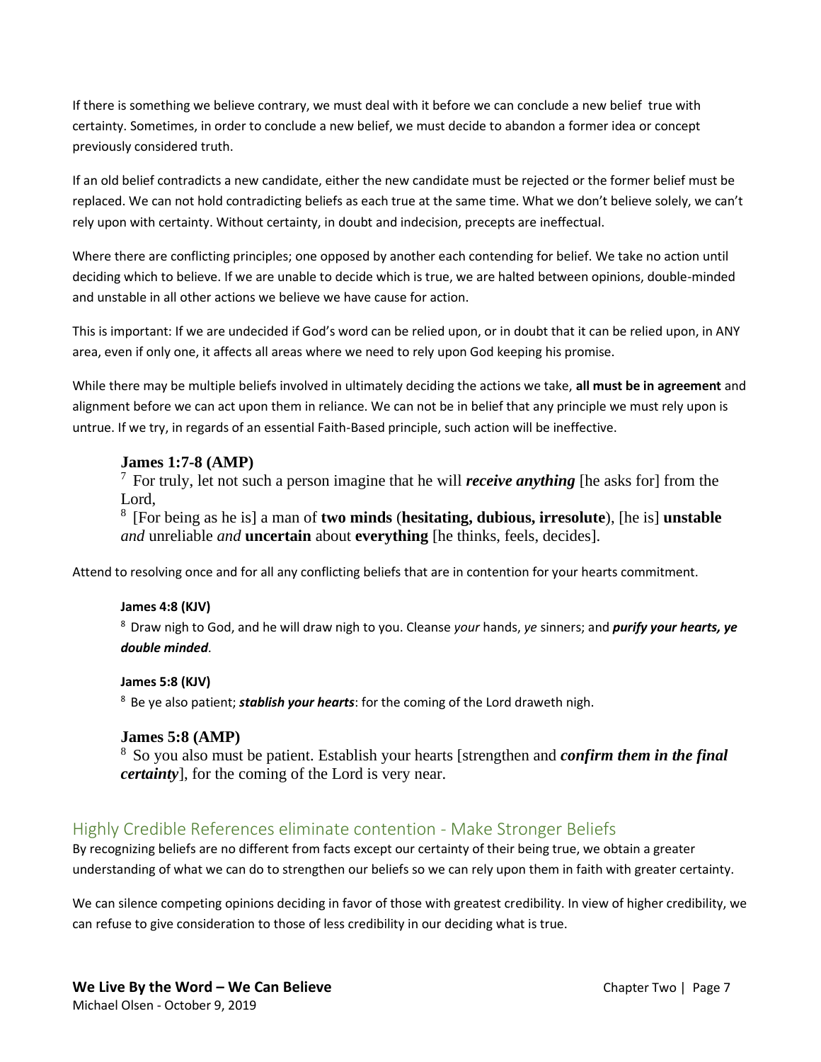If there is something we believe contrary, we must deal with it before we can conclude a new belief true with certainty. Sometimes, in order to conclude a new belief, we must decide to abandon a former idea or concept previously considered truth.

If an old belief contradicts a new candidate, either the new candidate must be rejected or the former belief must be replaced. We can not hold contradicting beliefs as each true at the same time. What we don't believe solely, we can't rely upon with certainty. Without certainty, in doubt and indecision, precepts are ineffectual.

Where there are conflicting principles; one opposed by another each contending for belief. We take no action until deciding which to believe. If we are unable to decide which is true, we are halted between opinions, double-minded and unstable in all other actions we believe we have cause for action.

This is important: If we are undecided if God's word can be relied upon, or in doubt that it can be relied upon, in ANY area, even if only one, it affects all areas where we need to rely upon God keeping his promise.

While there may be multiple beliefs involved in ultimately deciding the actions we take, **all must be in agreement** and alignment before we can act upon them in reliance. We can not be in belief that any principle we must rely upon is untrue. If we try, in regards of an essential Faith-Based principle, such action will be ineffective.

> **James 1:7-8 (AMP)**
>
> 7 For truly, let not such a person imagine that he will ***receive anything*** [he asks for] from the Lord,
>
> 8 [For being as he is] a man of **two minds** (**hesitating, dubious, irresolute**), [he is] **unstable** *and* unreliable *and* **uncertain** about **everything** [he thinks, feels, decides].

Attend to resolving once and for all any conflicting beliefs that are in contention for your hearts commitment.

> **James 4:8 (KJV)**
>
> 8 Draw nigh to God, and he will draw nigh to you. Cleanse *your* hands, *ye* sinners; and ***purify your hearts, ye double minded***.

> **James 5:8 (KJV)**
>
> 8 Be ye also patient; ***stablish your hearts***: for the coming of the Lord draweth nigh.

> **James 5:8 (AMP)**
>
> 8 So you also must be patient. Establish your hearts [strengthen and ***confirm them in the final certainty***], for the coming of the Lord is very near.

## Highly Credible References eliminate contention - Make Stronger Beliefs

By recognizing beliefs are no different from facts except our certainty of their being true, we obtain a greater understanding of what we can do to strengthen our beliefs so we can rely upon them in faith with greater certainty.

We can silence competing opinions deciding in favor of those with greatest credibility. In view of higher credibility, we can refuse to give consideration to those of less credibility in our deciding what is true.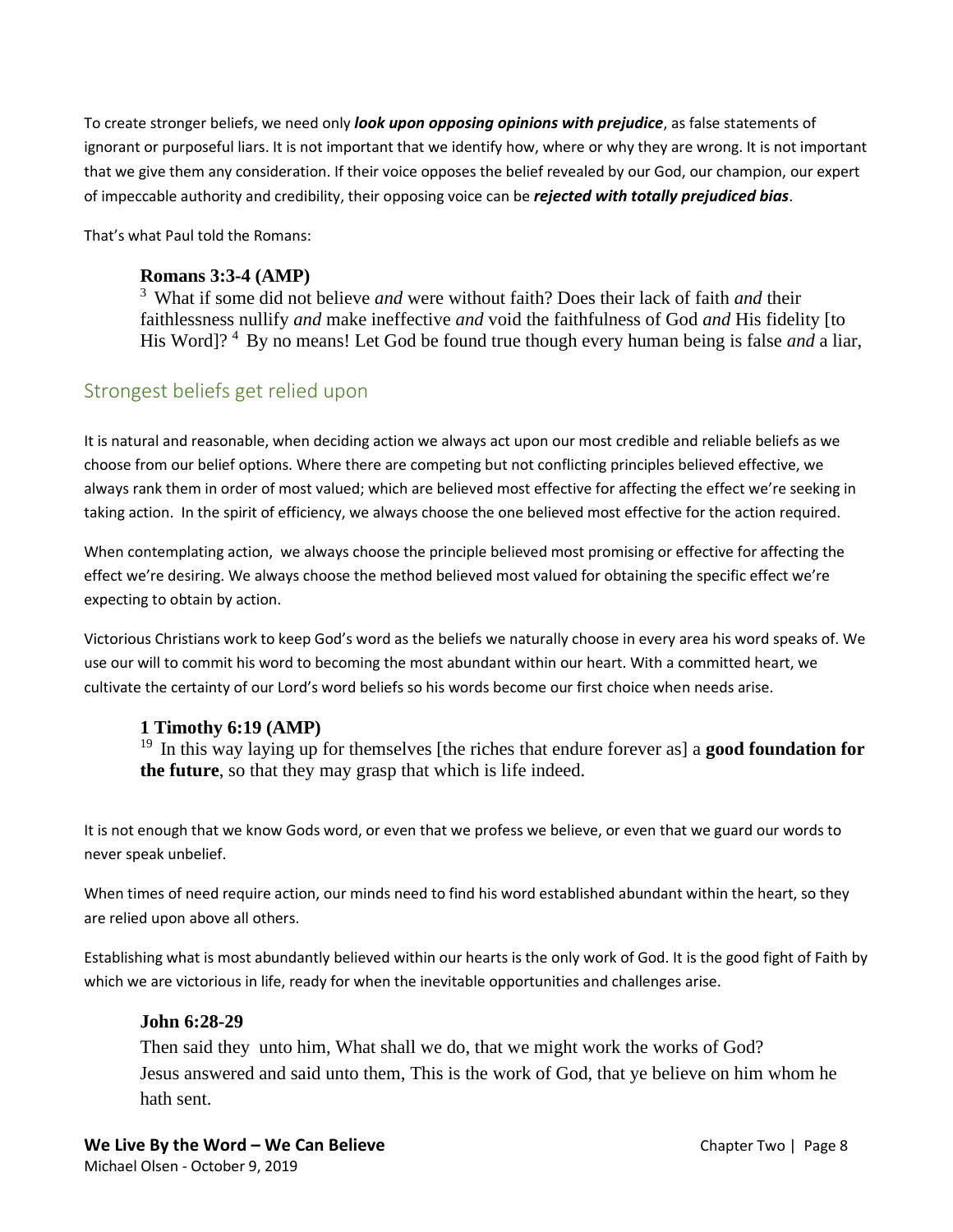To create stronger beliefs, we need only ***look upon opposing opinions with prejudice***, as false statements of ignorant or purposeful liars. It is not important that we identify how, where or why they are wrong. It is not important that we give them any consideration. If their voice opposes the belief revealed by our God, our champion, our expert of impeccable authority and credibility, their opposing voice can be ***rejected with totally prejudiced bias***.

That's what Paul told the Romans:

> **Romans 3:3-4 (AMP)**
> 3 What if some did not believe *and* were without faith? Does their lack of faith *and* their faithlessness nullify *and* make ineffective *and* void the faithfulness of God *and* His fidelity [to His Word]? 4 By no means! Let God be found true though every human being is false *and* a liar,

## Strongest beliefs get relied upon

It is natural and reasonable, when deciding action we always act upon our most credible and reliable beliefs as we choose from our belief options. Where there are competing but not conflicting principles believed effective, we always rank them in order of most valued; which are believed most effective for affecting the effect we're seeking in taking action. In the spirit of efficiency, we always choose the one believed most effective for the action required.

When contemplating action, we always choose the principle believed most promising or effective for affecting the effect we're desiring. We always choose the method believed most valued for obtaining the specific effect we're expecting to obtain by action.

Victorious Christians work to keep God's word as the beliefs we naturally choose in every area his word speaks of. We use our will to commit his word to becoming the most abundant within our heart. With a committed heart, we cultivate the certainty of our Lord's word beliefs so his words become our first choice when needs arise.

> **1 Timothy 6:19 (AMP)**
> 19 In this way laying up for themselves [the riches that endure forever as] a **good foundation for the future**, so that they may grasp that which is life indeed.

It is not enough that we know Gods word, or even that we profess we believe, or even that we guard our words to never speak unbelief.

When times of need require action, our minds need to find his word established abundant within the heart, so they are relied upon above all others.

Establishing what is most abundantly believed within our hearts is the only work of God. It is the good fight of Faith by which we are victorious in life, ready for when the inevitable opportunities and challenges arise.

> **John 6:28-29**
> Then said they unto him, What shall we do, that we might work the works of God?
> Jesus answered and said unto them, This is the work of God, that ye believe on him whom he hath sent.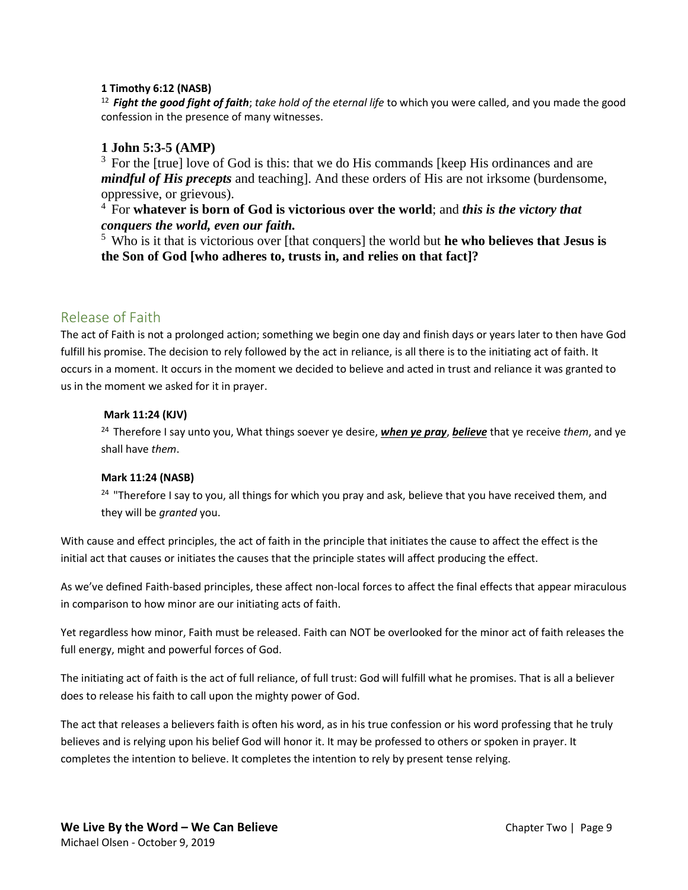**1 Timothy 6:12 (NASB)**

[12] ***Fight the good fight of faith***; *take hold of the eternal life* to which you were called, and you made the good confession in the presence of many witnesses.

**1 John 5:3-5 (AMP)**

[3] For the [true] love of God is this: that we do His commands [keep His ordinances and are ***mindful of His precepts*** and teaching]. And these orders of His are not irksome (burdensome, oppressive, or grievous).

[4] For **whatever is born of God is victorious over the world**; and ***this is the victory that conquers the world, even our faith.***

[5] Who is it that is victorious over [that conquers] the world but **he who believes that Jesus is the Son of God [who adheres to, trusts in, and relies on that fact]?**

## Release of Faith

The act of Faith is not a prolonged action; something we begin one day and finish days or years later to then have God fulfill his promise. The decision to rely followed by the act in reliance, is all there is to the initiating act of faith. It occurs in a moment. It occurs in the moment we decided to believe and acted in trust and reliance it was granted to us in the moment we asked for it in prayer.

**Mark 11:24 (KJV)**

[24] Therefore I say unto you, What things soever ye desire, ***when ye pray***, ***believe*** that ye receive *them*, and ye shall have *them*.

**Mark 11:24 (NASB)**

[24] "Therefore I say to you, all things for which you pray and ask, believe that you have received them, and they will be *granted* you.

With cause and effect principles, the act of faith in the principle that initiates the cause to affect the effect is the initial act that causes or initiates the causes that the principle states will affect producing the effect.

As we've defined Faith-based principles, these affect non-local forces to affect the final effects that appear miraculous in comparison to how minor are our initiating acts of faith.

Yet regardless how minor, Faith must be released. Faith can NOT be overlooked for the minor act of faith releases the full energy, might and powerful forces of God.

The initiating act of faith is the act of full reliance, of full trust: God will fulfill what he promises. That is all a believer does to release his faith to call upon the mighty power of God.

The act that releases a believers faith is often his word, as in his true confession or his word professing that he truly believes and is relying upon his belief God will honor it. It may be professed to others or spoken in prayer. It completes the intention to believe. It completes the intention to rely by present tense relying.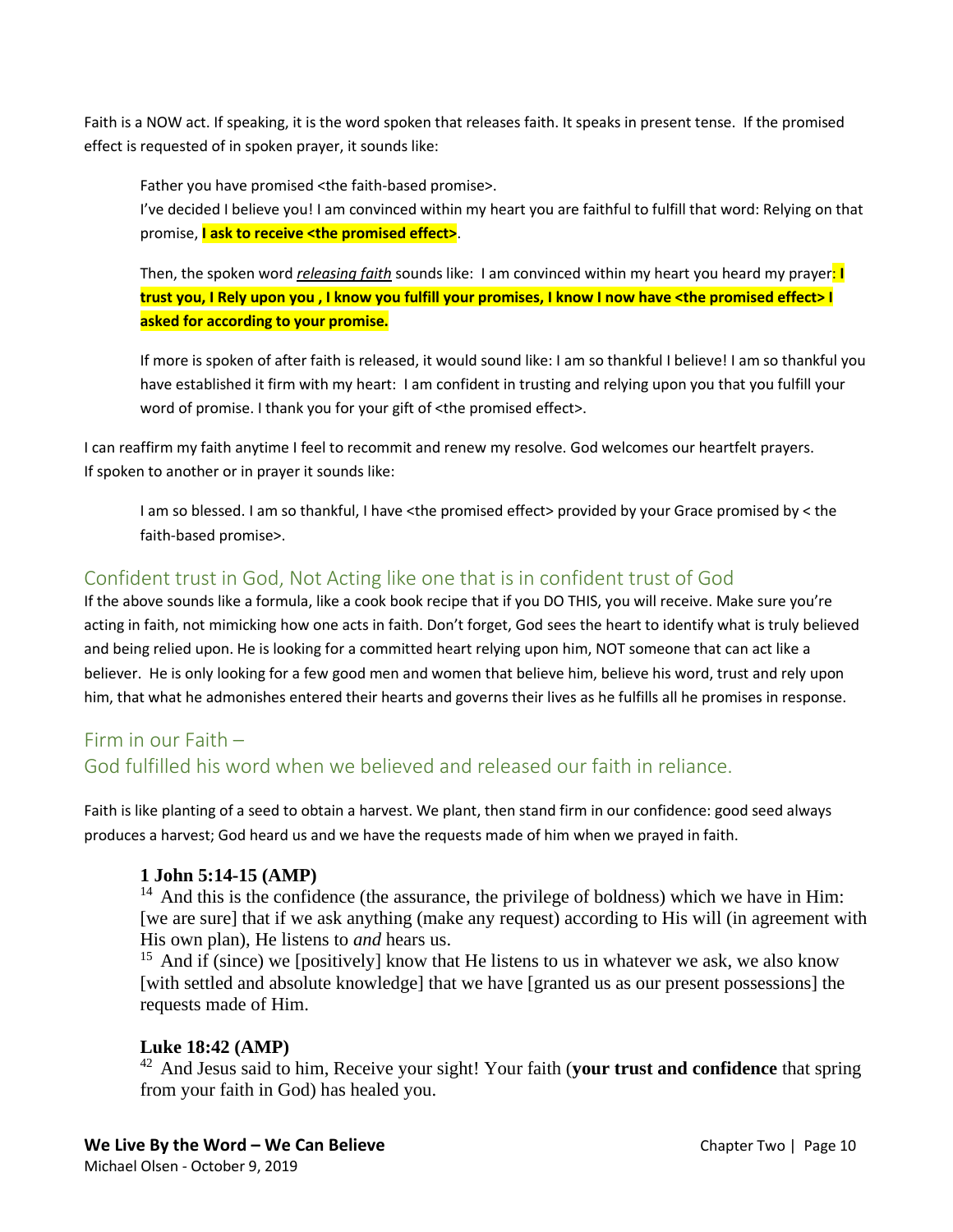Faith is a NOW act. If speaking, it is the word spoken that releases faith. It speaks in present tense. If the promised effect is requested of in spoken prayer, it sounds like:

> Father you have promised <the faith-based promise>.
> I've decided I believe you! I am convinced within my heart you are faithful to fulfill that word: Relying on that promise, **I ask to receive <the promised effect>**.
>
> Then, the spoken word ***releasing faith*** sounds like: I am convinced within my heart you heard my prayer**: I trust you, I Rely upon you , I know you fulfill your promises, I know I now have <the promised effect> I asked for according to your promise.**
>
> If more is spoken of after faith is released, it would sound like: I am so thankful I believe! I am so thankful you have established it firm with my heart: I am confident in trusting and relying upon you that you fulfill your word of promise. I thank you for your gift of <the promised effect>.

I can reaffirm my faith anytime I feel to recommit and renew my resolve. God welcomes our heartfelt prayers.
If spoken to another or in prayer it sounds like:

> I am so blessed. I am so thankful, I have <the promised effect> provided by your Grace promised by < the faith-based promise>.

## Confident trust in God, Not Acting like one that is in confident trust of God

If the above sounds like a formula, like a cook book recipe that if you DO THIS, you will receive. Make sure you're acting in faith, not mimicking how one acts in faith. Don't forget, God sees the heart to identify what is truly believed and being relied upon. He is looking for a committed heart relying upon him, NOT someone that can act like a believer. He is only looking for a few good men and women that believe him, believe his word, trust and rely upon him, that what he admonishes entered their hearts and governs their lives as he fulfills all he promises in response.

## Firm in our Faith – God fulfilled his word when we believed and released our faith in reliance.

Faith is like planting of a seed to obtain a harvest. We plant, then stand firm in our confidence: good seed always produces a harvest; God heard us and we have the requests made of him when we prayed in faith.

> **1 John 5:14-15 (AMP)**
> 14 And this is the confidence (the assurance, the privilege of boldness) which we have in Him: [we are sure] that if we ask anything (make any request) according to His will (in agreement with His own plan), He listens to *and* hears us.
> 15 And if (since) we [positively] know that He listens to us in whatever we ask, we also know [with settled and absolute knowledge] that we have [granted us as our present possessions] the requests made of Him.
>
> **Luke 18:42 (AMP)**
> 42 And Jesus said to him, Receive your sight! Your faith (**your trust and confidence** that spring from your faith in God) has healed you.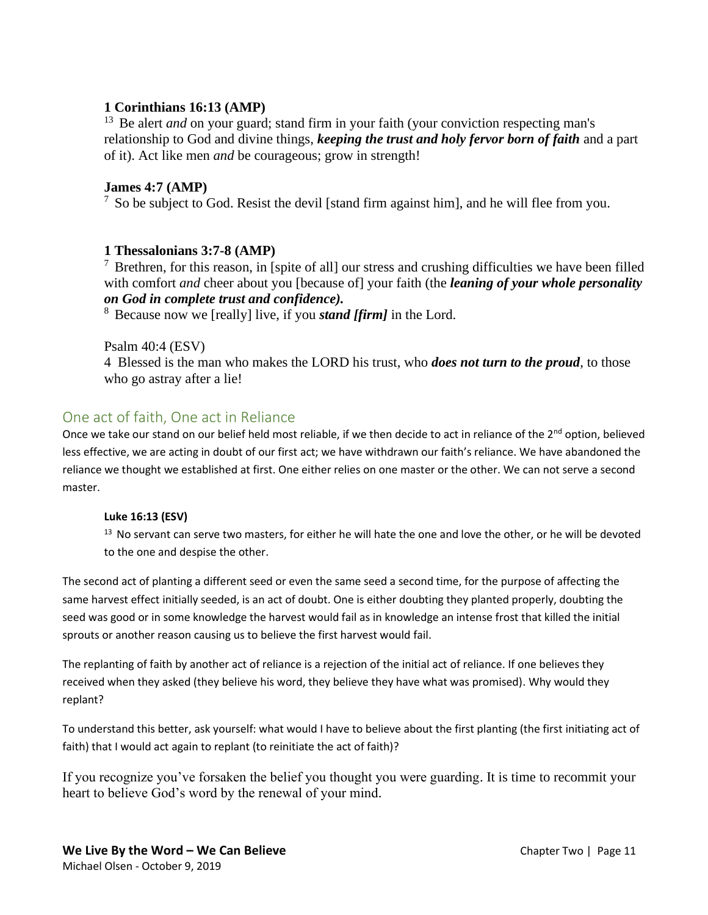**1 Corinthians 16:13 (AMP)**

13 Be alert *and* on your guard; stand firm in your faith (your conviction respecting man's relationship to God and divine things, ***keeping the trust and holy fervor born of faith*** and a part of it). Act like men *and* be courageous; grow in strength!

**James 4:7 (AMP)**

7 So be subject to God. Resist the devil [stand firm against him], and he will flee from you.

**1 Thessalonians 3:7-8 (AMP)**

7 Brethren, for this reason, in [spite of all] our stress and crushing difficulties we have been filled with comfort *and* cheer about you [because of] your faith (the ***leaning of your whole personality on God in complete trust and confidence).***

8 Because now we [really] live, if you ***stand [firm]*** in the Lord.

Psalm 40:4 (ESV)

4 Blessed is the man who makes the LORD his trust, who ***does not turn to the proud***, to those who go astray after a lie!

## One act of faith, One act in Reliance

Once we take our stand on our belief held most reliable, if we then decide to act in reliance of the 2nd option, believed less effective, we are acting in doubt of our first act; we have withdrawn our faith's reliance. We have abandoned the reliance we thought we established at first. One either relies on one master or the other. We can not serve a second master.

**Luke 16:13 (ESV)**

13 No servant can serve two masters, for either he will hate the one and love the other, or he will be devoted to the one and despise the other.

The second act of planting a different seed or even the same seed a second time, for the purpose of affecting the same harvest effect initially seeded, is an act of doubt. One is either doubting they planted properly, doubting the seed was good or in some knowledge the harvest would fail as in knowledge an intense frost that killed the initial sprouts or another reason causing us to believe the first harvest would fail.

The replanting of faith by another act of reliance is a rejection of the initial act of reliance. If one believes they received when they asked (they believe his word, they believe they have what was promised). Why would they replant?

To understand this better, ask yourself: what would I have to believe about the first planting (the first initiating act of faith) that I would act again to replant (to reinitiate the act of faith)?

If you recognize you've forsaken the belief you thought you were guarding. It is time to recommit your heart to believe God's word by the renewal of your mind.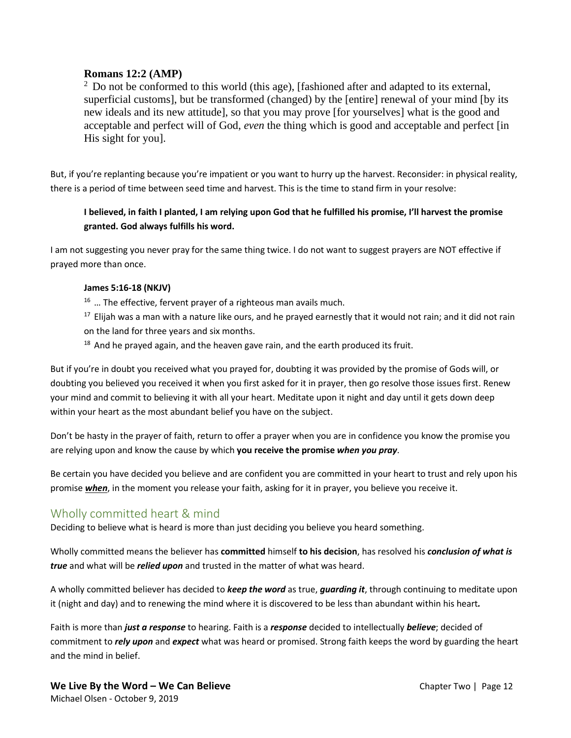**Romans 12:2 (AMP)**

[2] Do not be conformed to this world (this age), [fashioned after and adapted to its external, superficial customs], but be transformed (changed) by the [entire] renewal of your mind [by its new ideals and its new attitude], so that you may prove [for yourselves] what is the good and acceptable and perfect will of God, *even* the thing which is good and acceptable and perfect [in His sight for you].

But, if you're replanting because you're impatient or you want to hurry up the harvest. Reconsider: in physical reality, there is a period of time between seed time and harvest. This is the time to stand firm in your resolve:

> **I believed, in faith I planted, I am relying upon God that he fulfilled his promise, I'll harvest the promise granted. God always fulfills his word.**

I am not suggesting you never pray for the same thing twice. I do not want to suggest prayers are NOT effective if prayed more than once.

> **James 5:16-18 (NKJV)**
>
> [16] … The effective, fervent prayer of a righteous man avails much.
>
> [17] Elijah was a man with a nature like ours, and he prayed earnestly that it would not rain; and it did not rain on the land for three years and six months.
>
> [18] And he prayed again, and the heaven gave rain, and the earth produced its fruit.

But if you're in doubt you received what you prayed for, doubting it was provided by the promise of Gods will, or doubting you believed you received it when you first asked for it in prayer, then go resolve those issues first. Renew your mind and commit to believing it with all your heart. Meditate upon it night and day until it gets down deep within your heart as the most abundant belief you have on the subject.

Don't be hasty in the prayer of faith, return to offer a prayer when you are in confidence you know the promise you are relying upon and know the cause by which **you receive the promise *when you pray***.

Be certain you have decided you believe and are confident you are committed in your heart to trust and rely upon his promise ***<u>when</u>***, in the moment you release your faith, asking for it in prayer, you believe you receive it.

## Wholly committed heart & mind

Deciding to believe what is heard is more than just deciding you believe you heard something.

Wholly committed means the believer has **committed** himself **to his decision**, has resolved his ***conclusion of what is true*** and what will be ***relied upon*** and trusted in the matter of what was heard.

A wholly committed believer has decided to ***keep the word*** as true, ***guarding it***, through continuing to meditate upon it (night and day) and to renewing the mind where it is discovered to be less than abundant within his heart***.***

Faith is more than ***just a response*** to hearing. Faith is a ***response*** decided to intellectually ***believe***; decided of commitment to ***rely upon*** and ***expect*** what was heard or promised. Strong faith keeps the word by guarding the heart and the mind in belief.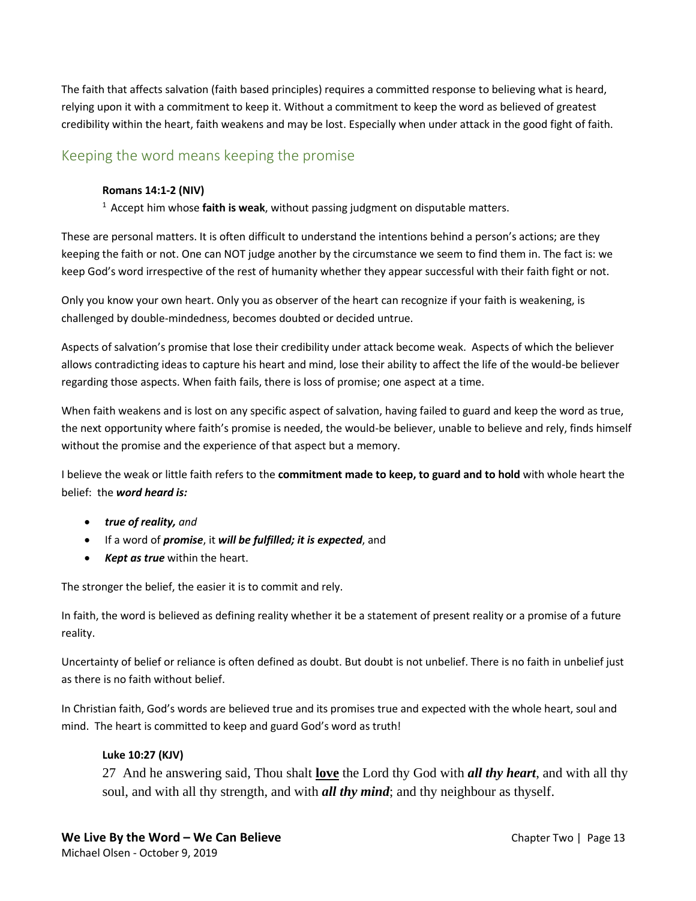The faith that affects salvation (faith based principles) requires a committed response to believing what is heard, relying upon it with a commitment to keep it. Without a commitment to keep the word as believed of greatest credibility within the heart, faith weakens and may be lost. Especially when under attack in the good fight of faith.

## Keeping the word means keeping the promise

**Romans 14:1-2 (NIV)**

[1] Accept him whose **faith is weak**, without passing judgment on disputable matters.

These are personal matters. It is often difficult to understand the intentions behind a person's actions; are they keeping the faith or not. One can NOT judge another by the circumstance we seem to find them in. The fact is: we keep God's word irrespective of the rest of humanity whether they appear successful with their faith fight or not.

Only you know your own heart. Only you as observer of the heart can recognize if your faith is weakening, is challenged by double-mindedness, becomes doubted or decided untrue.

Aspects of salvation's promise that lose their credibility under attack become weak. Aspects of which the believer allows contradicting ideas to capture his heart and mind, lose their ability to affect the life of the would-be believer regarding those aspects. When faith fails, there is loss of promise; one aspect at a time.

When faith weakens and is lost on any specific aspect of salvation, having failed to guard and keep the word as true, the next opportunity where faith's promise is needed, the would-be believer, unable to believe and rely, finds himself without the promise and the experience of that aspect but a memory.

I believe the weak or little faith refers to the **commitment made to keep, to guard and to hold** with whole heart the belief: the ***word heard is:***

- ***true of reality,*** *and*
- If a word of ***promise***, it ***will be fulfilled; it is expected***, and
- ***Kept as true*** within the heart.

The stronger the belief, the easier it is to commit and rely.

In faith, the word is believed as defining reality whether it be a statement of present reality or a promise of a future reality.

Uncertainty of belief or reliance is often defined as doubt. But doubt is not unbelief. There is no faith in unbelief just as there is no faith without belief.

In Christian faith, God's words are believed true and its promises true and expected with the whole heart, soul and mind. The heart is committed to keep and guard God's word as truth!

**Luke 10:27 (KJV)**

27 And he answering said, Thou shalt **love** the Lord thy God with ***all thy heart***, and with all thy soul, and with all thy strength, and with ***all thy mind***; and thy neighbour as thyself.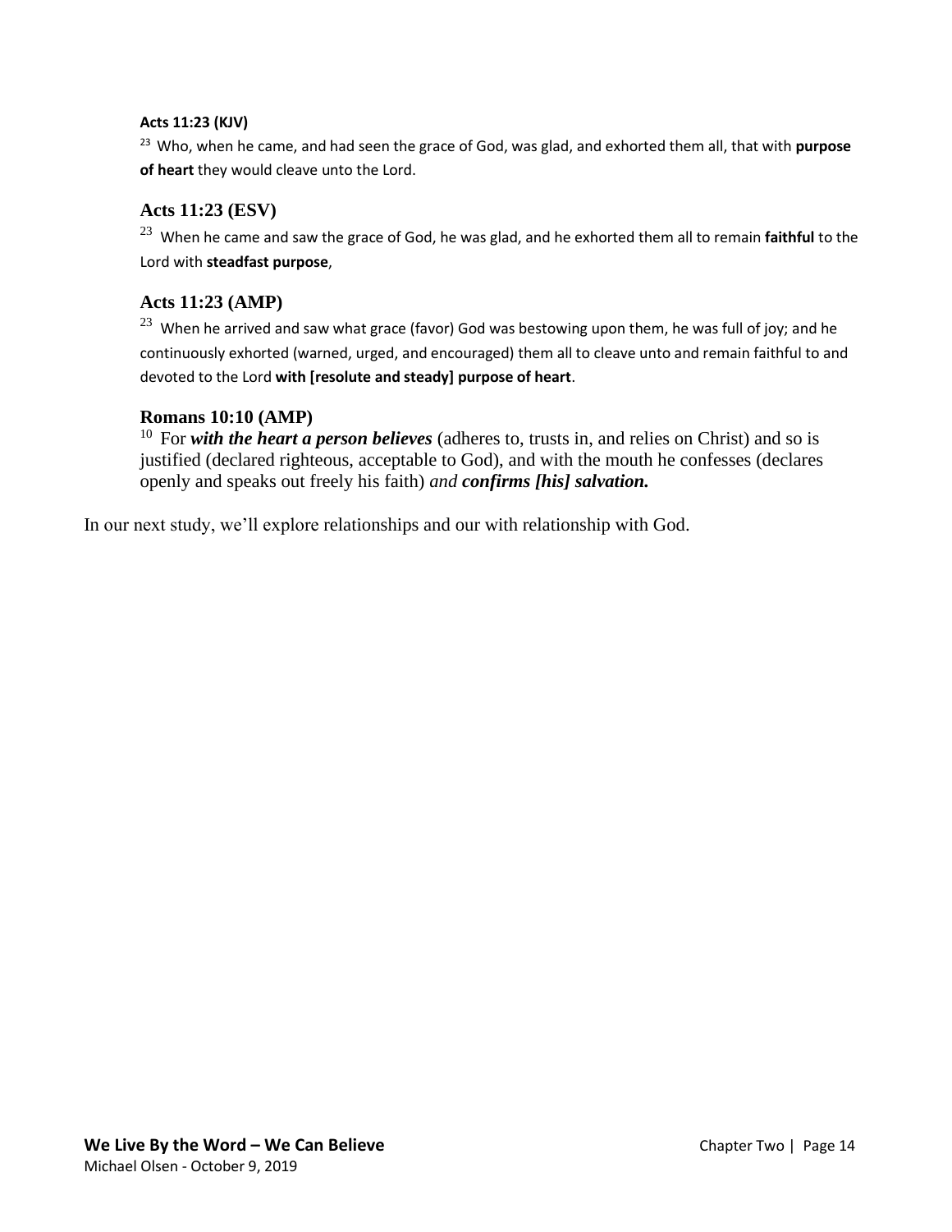**Acts 11:23 (KJV)**

23 Who, when he came, and had seen the grace of God, was glad, and exhorted them all, that with **purpose of heart** they would cleave unto the Lord.

### Acts 11:23 (ESV)

23 When he came and saw the grace of God, he was glad, and he exhorted them all to remain **faithful** to the Lord with **steadfast purpose**,

### Acts 11:23 (AMP)

23 When he arrived and saw what grace (favor) God was bestowing upon them, he was full of joy; and he continuously exhorted (warned, urged, and encouraged) them all to cleave unto and remain faithful to and devoted to the Lord **with [resolute and steady] purpose of heart**.

### Romans 10:10 (AMP)

10 For ***with the heart a person believes*** (adheres to, trusts in, and relies on Christ) and so is justified (declared righteous, acceptable to God), and with the mouth he confesses (declares openly and speaks out freely his faith) *and* ***confirms [his] salvation.***

In our next study, we'll explore relationships and our with relationship with God.